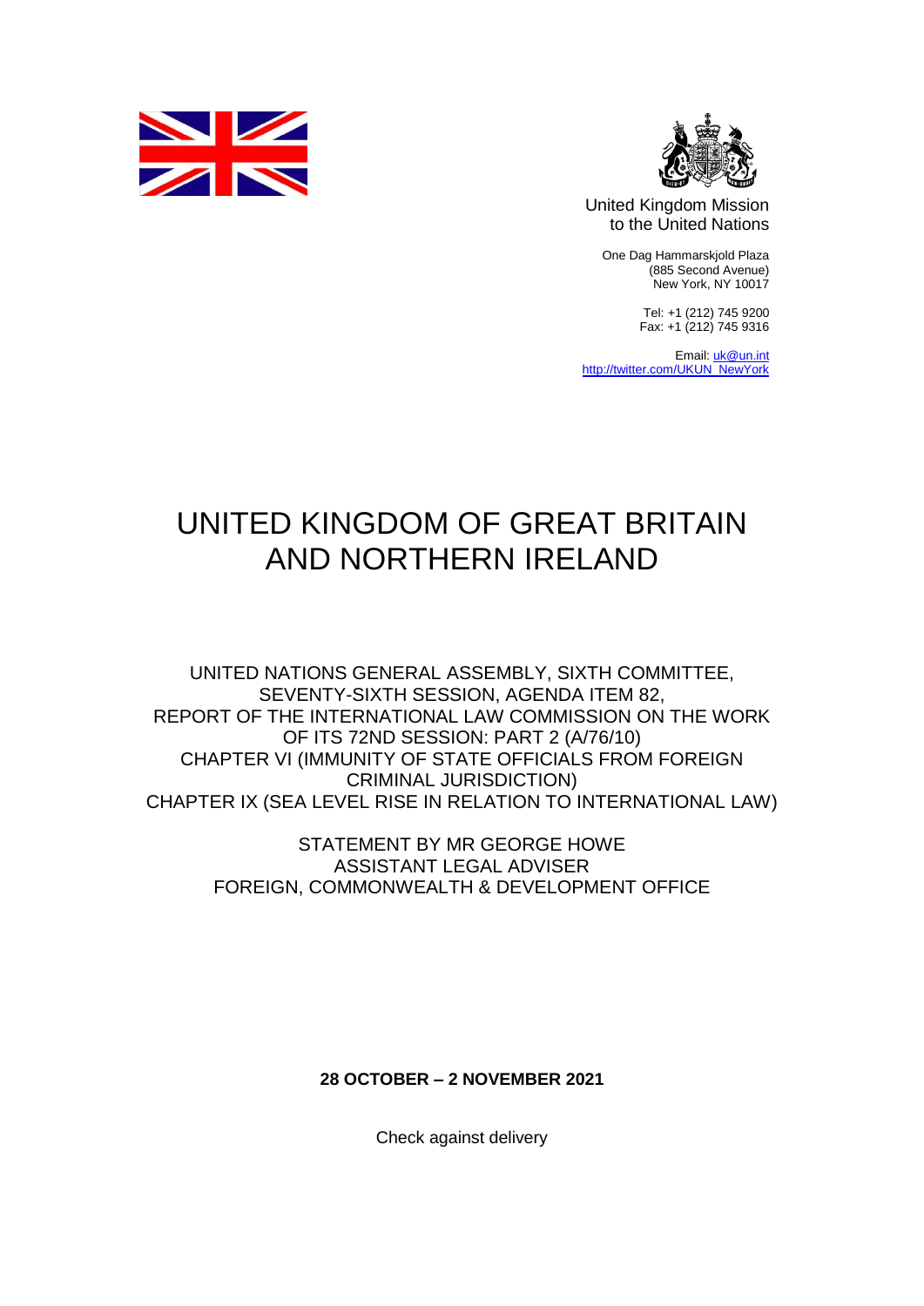United Kingdom Mission
to the United Nations

One Dag Hammarskjold Plaza
(885 Second Avenue)
New York, NY 10017

Tel: +1 (212) 745 9200
Fax: +1 (212) 745 9316

Email: uk@un.int
http://twitter.com/UKUN_NewYork

# UNITED KINGDOM OF GREAT BRITAIN AND NORTHERN IRELAND

UNITED NATIONS GENERAL ASSEMBLY, SIXTH COMMITTEE,
SEVENTY-SIXTH SESSION, AGENDA ITEM 82,
REPORT OF THE INTERNATIONAL LAW COMMISSION ON THE WORK OF ITS 72ND SESSION: PART 2 (A/76/10)
CHAPTER VI (IMMUNITY OF STATE OFFICIALS FROM FOREIGN CRIMINAL JURISDICTION)
CHAPTER IX (SEA LEVEL RISE IN RELATION TO INTERNATIONAL LAW)

STATEMENT BY MR GEORGE HOWE
ASSISTANT LEGAL ADVISER
FOREIGN, COMMONWEALTH & DEVELOPMENT OFFICE

**28 OCTOBER – 2 NOVEMBER 2021**

Check against delivery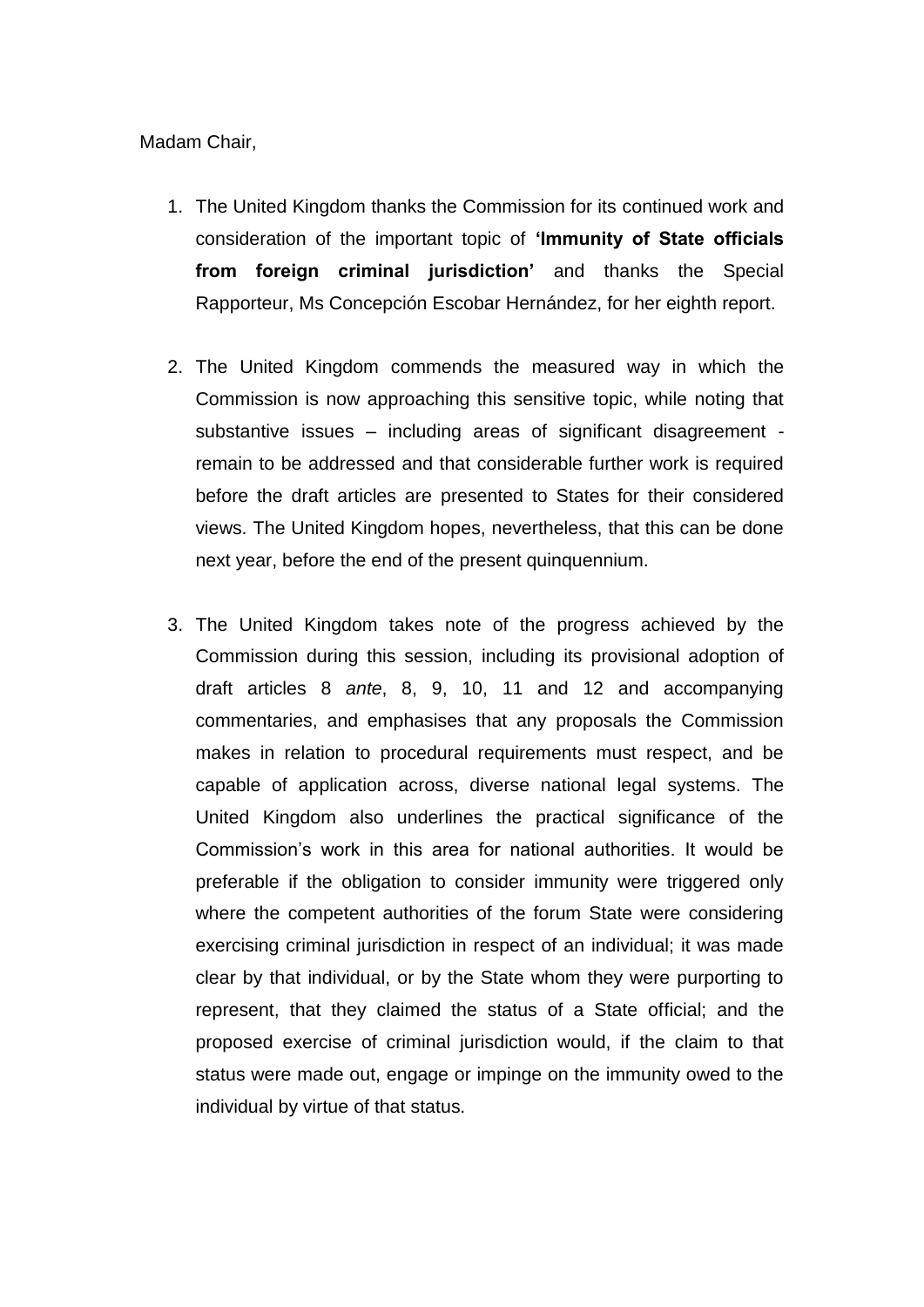Madam Chair,

1. The United Kingdom thanks the Commission for its continued work and consideration of the important topic of **'Immunity of State officials from foreign criminal jurisdiction'** and thanks the Special Rapporteur, Ms Concepción Escobar Hernández, for her eighth report.

2. The United Kingdom commends the measured way in which the Commission is now approaching this sensitive topic, while noting that substantive issues – including areas of significant disagreement - remain to be addressed and that considerable further work is required before the draft articles are presented to States for their considered views. The United Kingdom hopes, nevertheless, that this can be done next year, before the end of the present quinquennium.

3. The United Kingdom takes note of the progress achieved by the Commission during this session, including its provisional adoption of draft articles 8 *ante*, 8, 9, 10, 11 and 12 and accompanying commentaries, and emphasises that any proposals the Commission makes in relation to procedural requirements must respect, and be capable of application across, diverse national legal systems. The United Kingdom also underlines the practical significance of the Commission's work in this area for national authorities. It would be preferable if the obligation to consider immunity were triggered only where the competent authorities of the forum State were considering exercising criminal jurisdiction in respect of an individual; it was made clear by that individual, or by the State whom they were purporting to represent, that they claimed the status of a State official; and the proposed exercise of criminal jurisdiction would, if the claim to that status were made out, engage or impinge on the immunity owed to the individual by virtue of that status.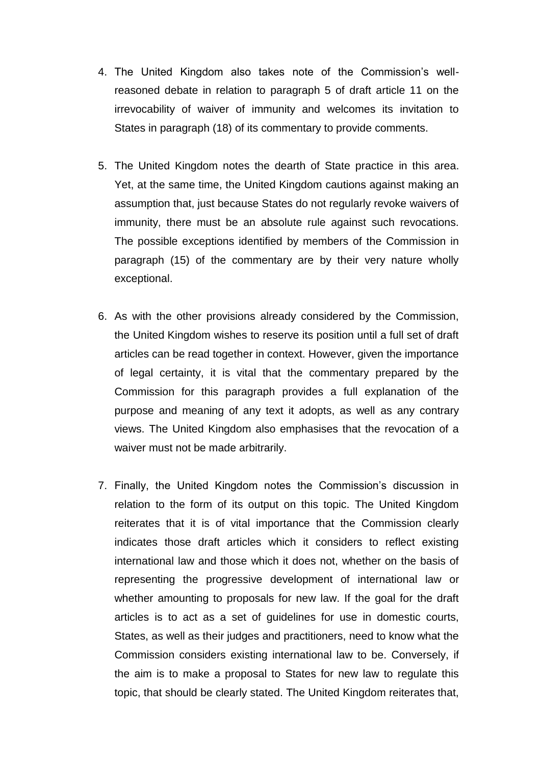4. The United Kingdom also takes note of the Commission's well-reasoned debate in relation to paragraph 5 of draft article 11 on the irrevocability of waiver of immunity and welcomes its invitation to States in paragraph (18) of its commentary to provide comments.

5. The United Kingdom notes the dearth of State practice in this area. Yet, at the same time, the United Kingdom cautions against making an assumption that, just because States do not regularly revoke waivers of immunity, there must be an absolute rule against such revocations. The possible exceptions identified by members of the Commission in paragraph (15) of the commentary are by their very nature wholly exceptional.

6. As with the other provisions already considered by the Commission, the United Kingdom wishes to reserve its position until a full set of draft articles can be read together in context. However, given the importance of legal certainty, it is vital that the commentary prepared by the Commission for this paragraph provides a full explanation of the purpose and meaning of any text it adopts, as well as any contrary views. The United Kingdom also emphasises that the revocation of a waiver must not be made arbitrarily.

7. Finally, the United Kingdom notes the Commission's discussion in relation to the form of its output on this topic. The United Kingdom reiterates that it is of vital importance that the Commission clearly indicates those draft articles which it considers to reflect existing international law and those which it does not, whether on the basis of representing the progressive development of international law or whether amounting to proposals for new law. If the goal for the draft articles is to act as a set of guidelines for use in domestic courts, States, as well as their judges and practitioners, need to know what the Commission considers existing international law to be. Conversely, if the aim is to make a proposal to States for new law to regulate this topic, that should be clearly stated. The United Kingdom reiterates that,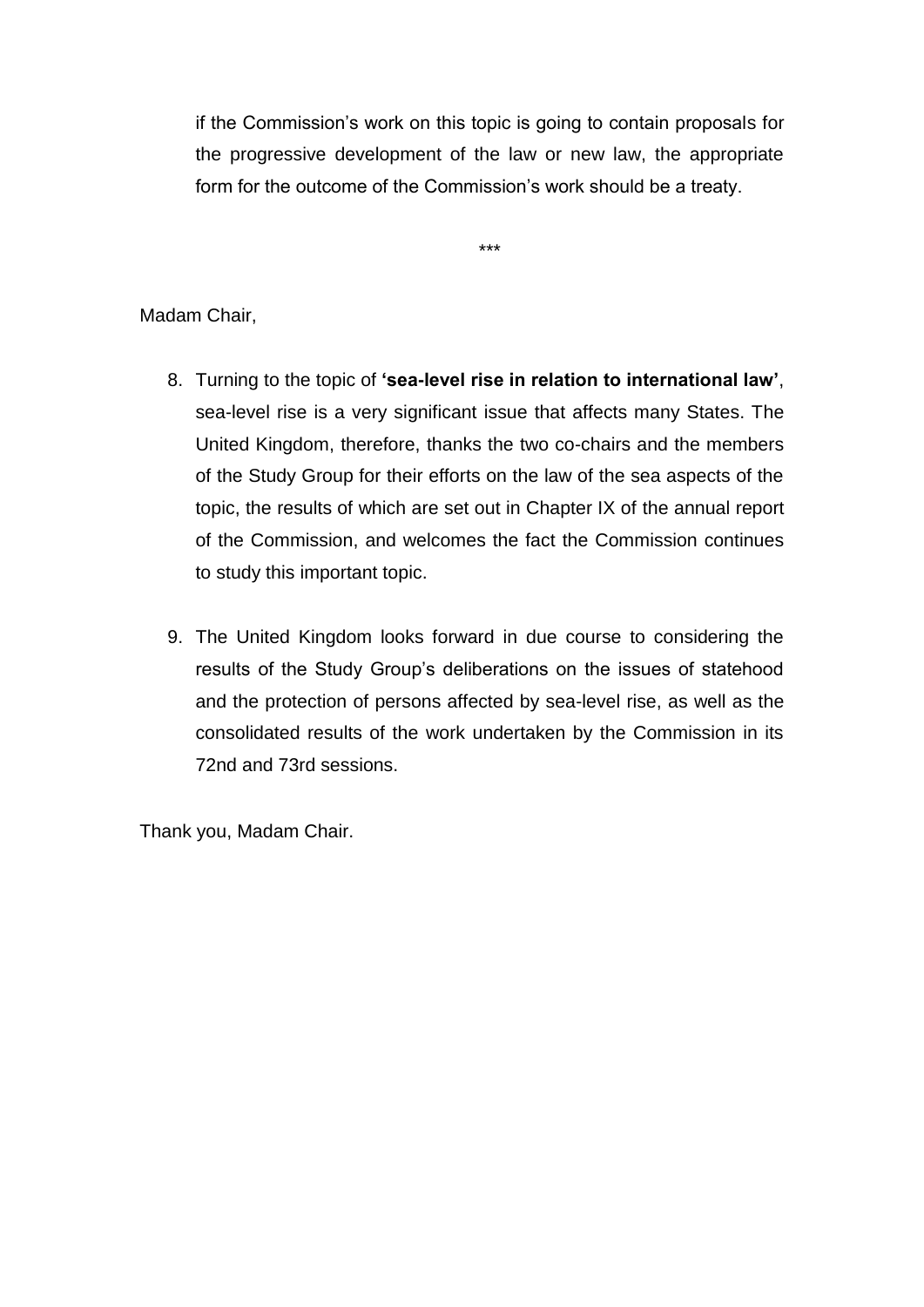if the Commission's work on this topic is going to contain proposals for the progressive development of the law or new law, the appropriate form for the outcome of the Commission's work should be a treaty.

***

Madam Chair,

8. Turning to the topic of **'sea-level rise in relation to international law'**, sea-level rise is a very significant issue that affects many States. The United Kingdom, therefore, thanks the two co-chairs and the members of the Study Group for their efforts on the law of the sea aspects of the topic, the results of which are set out in Chapter IX of the annual report of the Commission, and welcomes the fact the Commission continues to study this important topic.

9. The United Kingdom looks forward in due course to considering the results of the Study Group's deliberations on the issues of statehood and the protection of persons affected by sea-level rise, as well as the consolidated results of the work undertaken by the Commission in its 72nd and 73rd sessions.

Thank you, Madam Chair.